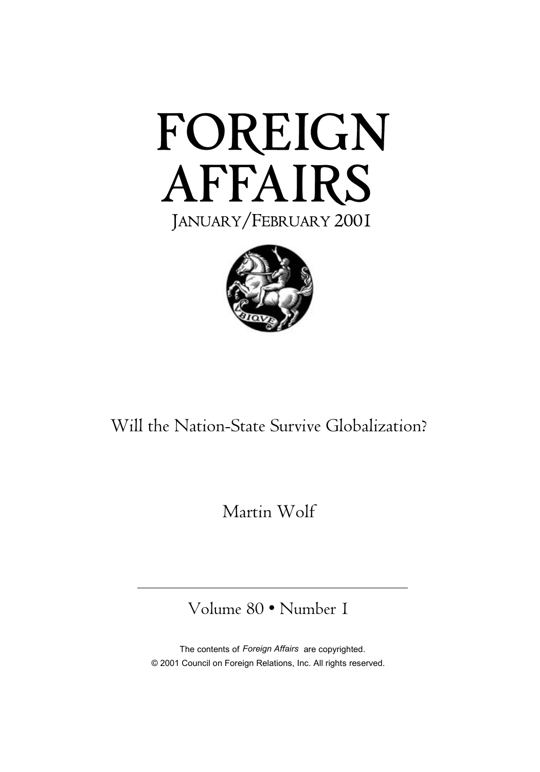# FOREIGN AFFAIRS

JANUARY/FEBRUARY 2001

## Will the Nation-State Survive Globalization?

Martin Wolf

Volume 80 • Number 1

The contents of *Foreign Affairs* are copyrighted.
© 2001 Council on Foreign Relations, Inc. All rights reserved.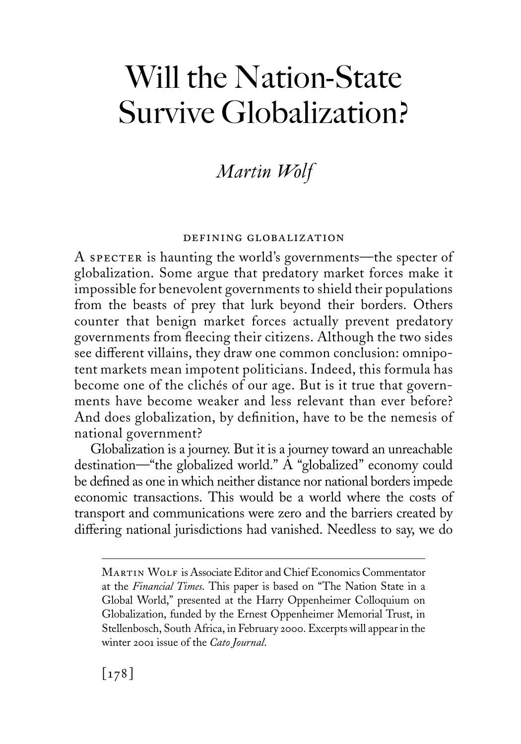# Will the Nation-State Survive Globalization?

*Martin Wolf*

## DEFINING GLOBALIZATION

A SPECTER is haunting the world's governments—the specter of globalization. Some argue that predatory market forces make it impossible for benevolent governments to shield their populations from the beasts of prey that lurk beyond their borders. Others counter that benign market forces actually prevent predatory governments from fleecing their citizens. Although the two sides see different villains, they draw one common conclusion: omnipotent markets mean impotent politicians. Indeed, this formula has become one of the clichés of our age. But is it true that governments have become weaker and less relevant than ever before? And does globalization, by definition, have to be the nemesis of national government?

Globalization is a journey. But it is a journey toward an unreachable destination—"the globalized world." A "globalized" economy could be defined as one in which neither distance nor national borders impede economic transactions. This would be a world where the costs of transport and communications were zero and the barriers created by differing national jurisdictions had vanished. Needless to say, we do

---

MARTIN WOLF is Associate Editor and Chief Economics Commentator at the *Financial Times*. This paper is based on "The Nation State in a Global World," presented at the Harry Oppenheimer Colloquium on Globalization, funded by the Ernest Oppenheimer Memorial Trust, in Stellenbosch, South Africa, in February 2000. Excerpts will appear in the winter 2001 issue of the *Cato Journal*.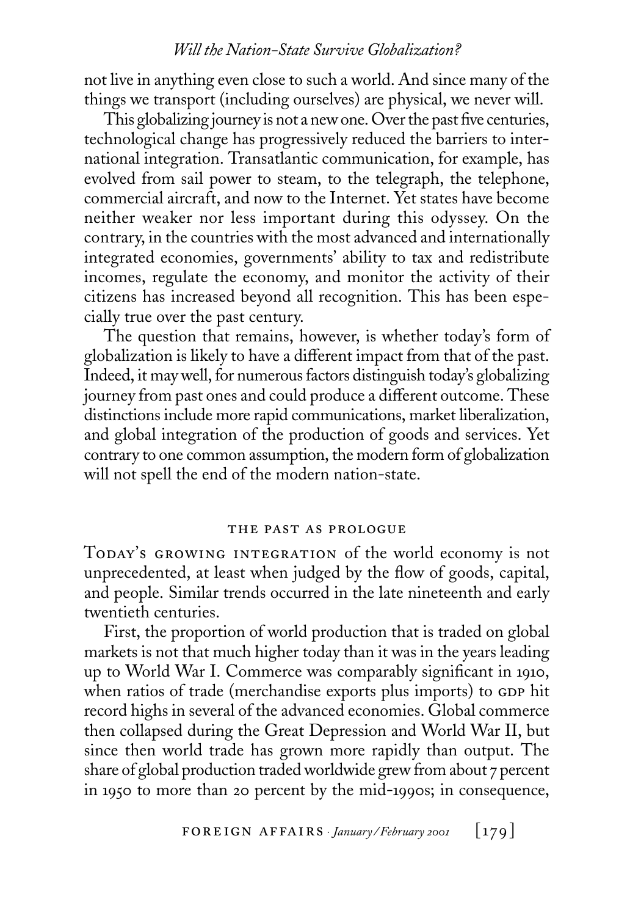not live in anything even close to such a world. And since many of the things we transport (including ourselves) are physical, we never will.

This globalizing journey is not a new one. Over the past five centuries, technological change has progressively reduced the barriers to international integration. Transatlantic communication, for example, has evolved from sail power to steam, to the telegraph, the telephone, commercial aircraft, and now to the Internet. Yet states have become neither weaker nor less important during this odyssey. On the contrary, in the countries with the most advanced and internationally integrated economies, governments' ability to tax and redistribute incomes, regulate the economy, and monitor the activity of their citizens has increased beyond all recognition. This has been especially true over the past century.

The question that remains, however, is whether today's form of globalization is likely to have a different impact from that of the past. Indeed, it may well, for numerous factors distinguish today's globalizing journey from past ones and could produce a different outcome. These distinctions include more rapid communications, market liberalization, and global integration of the production of goods and services. Yet contrary to one common assumption, the modern form of globalization will not spell the end of the modern nation-state.

## THE PAST AS PROLOGUE

TODAY'S GROWING INTEGRATION of the world economy is not unprecedented, at least when judged by the flow of goods, capital, and people. Similar trends occurred in the late nineteenth and early twentieth centuries.

First, the proportion of world production that is traded on global markets is not that much higher today than it was in the years leading up to World War I. Commerce was comparably significant in 1910, when ratios of trade (merchandise exports plus imports) to GDP hit record highs in several of the advanced economies. Global commerce then collapsed during the Great Depression and World War II, but since then world trade has grown more rapidly than output. The share of global production traded worldwide grew from about 7 percent in 1950 to more than 20 percent by the mid-1990s; in consequence,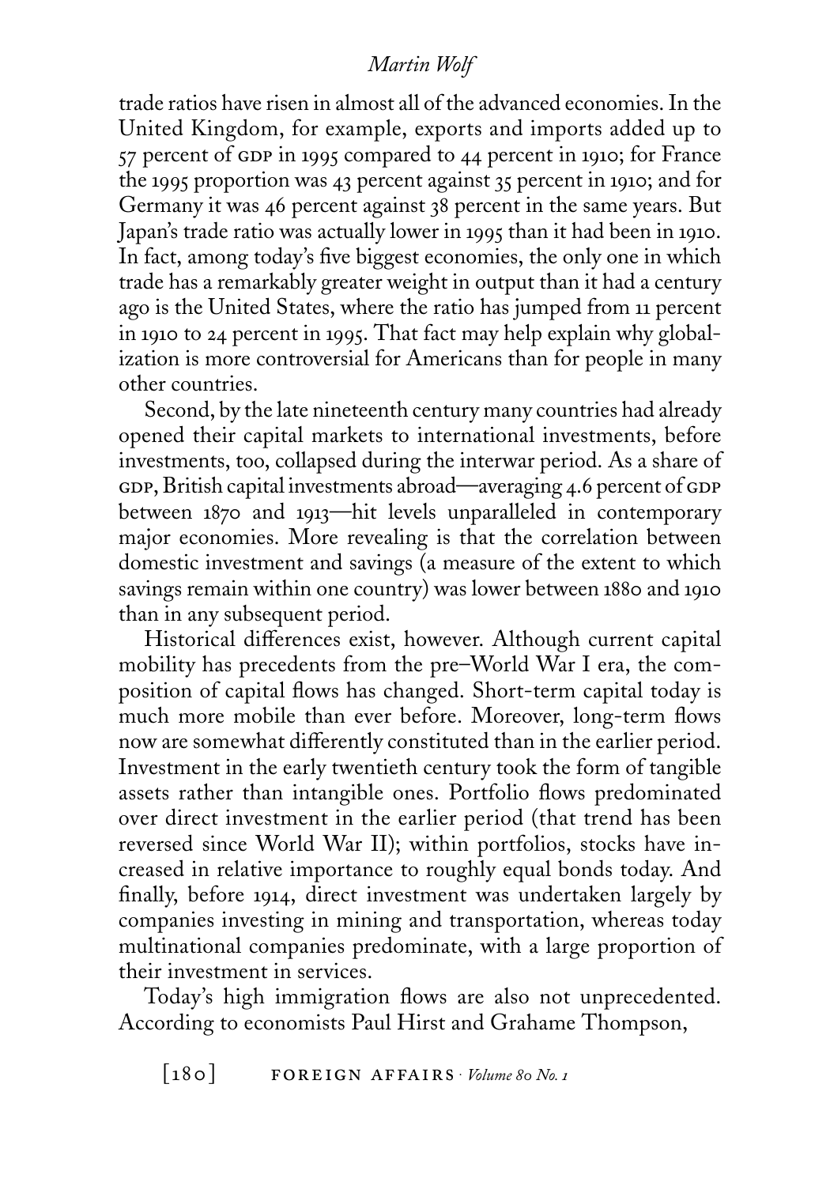trade ratios have risen in almost all of the advanced economies. In the United Kingdom, for example, exports and imports added up to 57 percent of GDP in 1995 compared to 44 percent in 1910; for France the 1995 proportion was 43 percent against 35 percent in 1910; and for Germany it was 46 percent against 38 percent in the same years. But Japan's trade ratio was actually lower in 1995 than it had been in 1910. In fact, among today's five biggest economies, the only one in which trade has a remarkably greater weight in output than it had a century ago is the United States, where the ratio has jumped from 11 percent in 1910 to 24 percent in 1995. That fact may help explain why globalization is more controversial for Americans than for people in many other countries.

Second, by the late nineteenth century many countries had already opened their capital markets to international investments, before investments, too, collapsed during the interwar period. As a share of GDP, British capital investments abroad—averaging 4.6 percent of GDP between 1870 and 1913—hit levels unparalleled in contemporary major economies. More revealing is that the correlation between domestic investment and savings (a measure of the extent to which savings remain within one country) was lower between 1880 and 1910 than in any subsequent period.

Historical differences exist, however. Although current capital mobility has precedents from the pre–World War I era, the composition of capital flows has changed. Short-term capital today is much more mobile than ever before. Moreover, long-term flows now are somewhat differently constituted than in the earlier period. Investment in the early twentieth century took the form of tangible assets rather than intangible ones. Portfolio flows predominated over direct investment in the earlier period (that trend has been reversed since World War II); within portfolios, stocks have increased in relative importance to roughly equal bonds today. And finally, before 1914, direct investment was undertaken largely by companies investing in mining and transportation, whereas today multinational companies predominate, with a large proportion of their investment in services.

Today's high immigration flows are also not unprecedented. According to economists Paul Hirst and Grahame Thompson,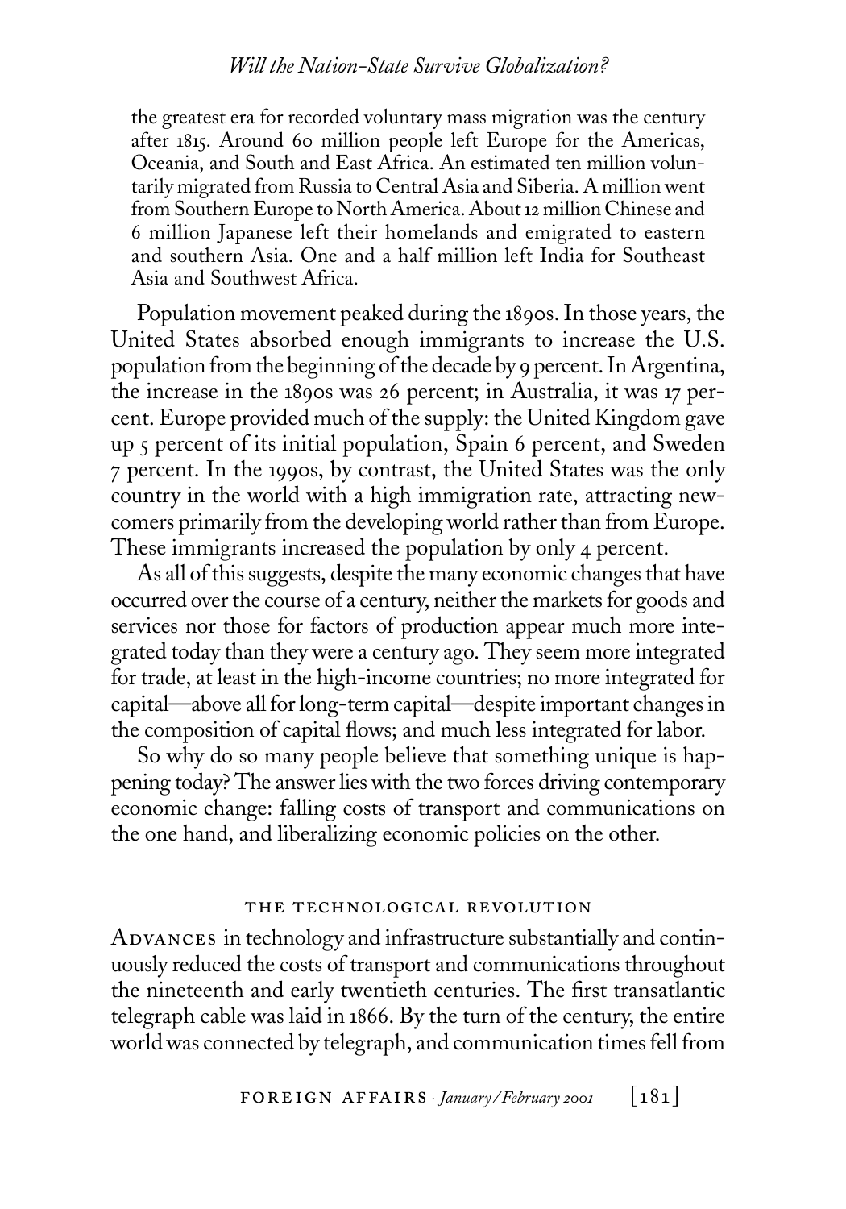the greatest era for recorded voluntary mass migration was the century after 1815. Around 60 million people left Europe for the Americas, Oceania, and South and East Africa. An estimated ten million voluntarily migrated from Russia to Central Asia and Siberia. A million went from Southern Europe to North America. About 12 million Chinese and 6 million Japanese left their homelands and emigrated to eastern and southern Asia. One and a half million left India for Southeast Asia and Southwest Africa.

Population movement peaked during the 1890s. In those years, the United States absorbed enough immigrants to increase the U.S. population from the beginning of the decade by 9 percent. In Argentina, the increase in the 1890s was 26 percent; in Australia, it was 17 percent. Europe provided much of the supply: the United Kingdom gave up 5 percent of its initial population, Spain 6 percent, and Sweden 7 percent. In the 1990s, by contrast, the United States was the only country in the world with a high immigration rate, attracting newcomers primarily from the developing world rather than from Europe. These immigrants increased the population by only 4 percent.

As all of this suggests, despite the many economic changes that have occurred over the course of a century, neither the markets for goods and services nor those for factors of production appear much more integrated today than they were a century ago. They seem more integrated for trade, at least in the high-income countries; no more integrated for capital—above all for long-term capital—despite important changes in the composition of capital flows; and much less integrated for labor.

So why do so many people believe that something unique is happening today? The answer lies with the two forces driving contemporary economic change: falling costs of transport and communications on the one hand, and liberalizing economic policies on the other.

## THE TECHNOLOGICAL REVOLUTION

Advances in technology and infrastructure substantially and continuously reduced the costs of transport and communications throughout the nineteenth and early twentieth centuries. The first transatlantic telegraph cable was laid in 1866. By the turn of the century, the entire world was connected by telegraph, and communication times fell from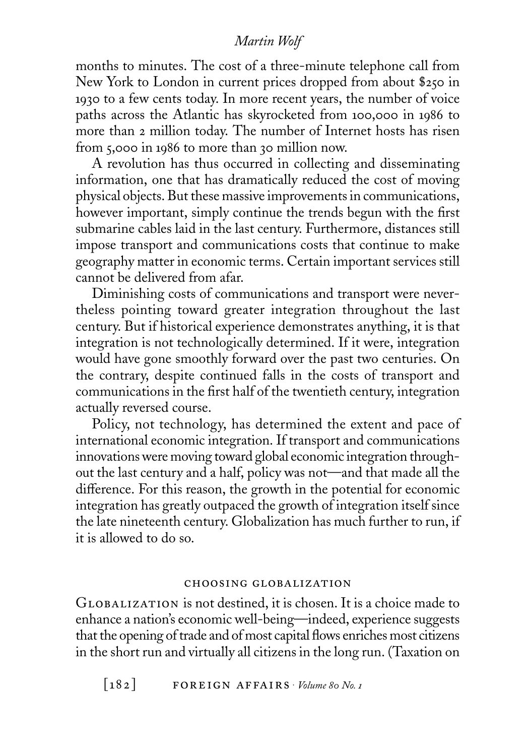months to minutes. The cost of a three-minute telephone call from New York to London in current prices dropped from about $250 in 1930 to a few cents today. In more recent years, the number of voice paths across the Atlantic has skyrocketed from 100,000 in 1986 to more than 2 million today. The number of Internet hosts has risen from 5,000 in 1986 to more than 30 million now.

A revolution has thus occurred in collecting and disseminating information, one that has dramatically reduced the cost of moving physical objects. But these massive improvements in communications, however important, simply continue the trends begun with the first submarine cables laid in the last century. Furthermore, distances still impose transport and communications costs that continue to make geography matter in economic terms. Certain important services still cannot be delivered from afar.

Diminishing costs of communications and transport were nevertheless pointing toward greater integration throughout the last century. But if historical experience demonstrates anything, it is that integration is not technologically determined. If it were, integration would have gone smoothly forward over the past two centuries. On the contrary, despite continued falls in the costs of transport and communications in the first half of the twentieth century, integration actually reversed course.

Policy, not technology, has determined the extent and pace of international economic integration. If transport and communications innovations were moving toward global economic integration throughout the last century and a half, policy was not—and that made all the difference. For this reason, the growth in the potential for economic integration has greatly outpaced the growth of integration itself since the late nineteenth century. Globalization has much further to run, if it is allowed to do so.

## CHOOSING GLOBALIZATION

Globalization is not destined, it is chosen. It is a choice made to enhance a nation's economic well-being—indeed, experience suggests that the opening of trade and of most capital flows enriches most citizens in the short run and virtually all citizens in the long run. (Taxation on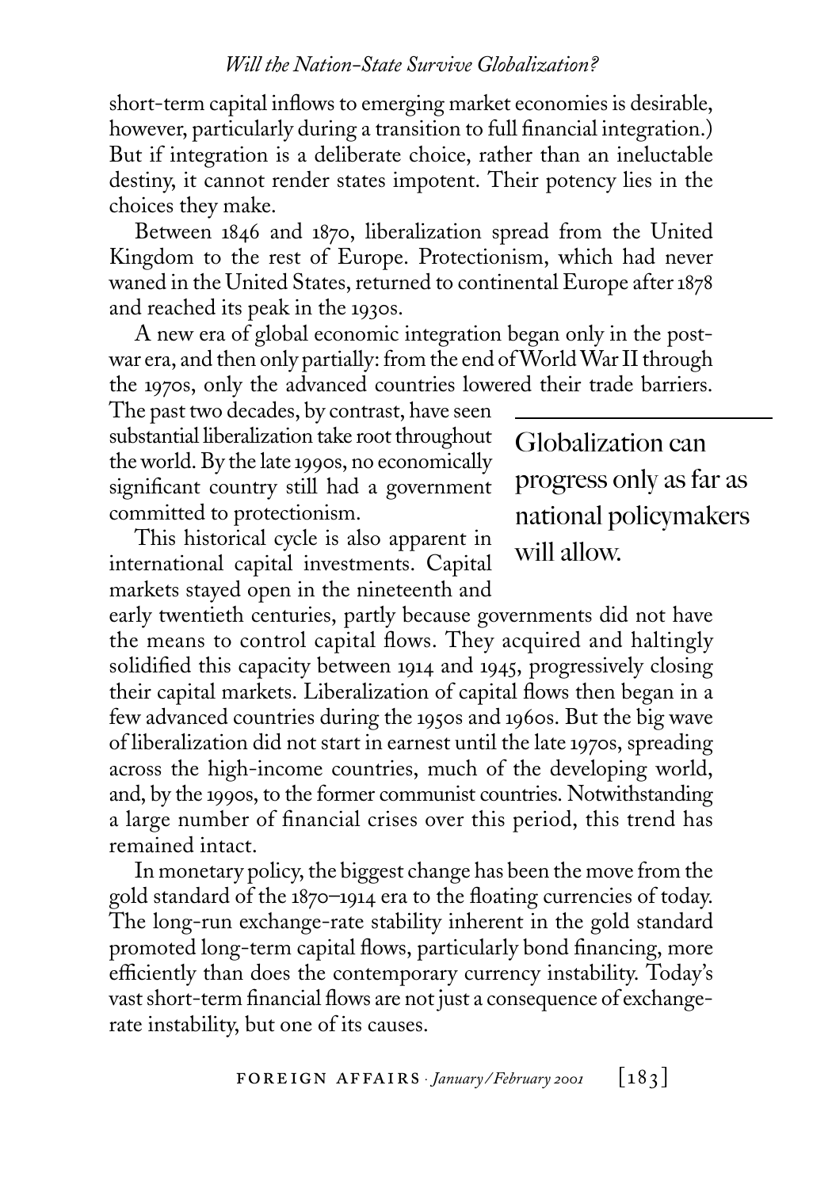short-term capital inflows to emerging market economies is desirable, however, particularly during a transition to full financial integration.) But if integration is a deliberate choice, rather than an ineluctable destiny, it cannot render states impotent. Their potency lies in the choices they make.

Between 1846 and 1870, liberalization spread from the United Kingdom to the rest of Europe. Protectionism, which had never waned in the United States, returned to continental Europe after 1878 and reached its peak in the 1930s.

A new era of global economic integration began only in the postwar era, and then only partially: from the end of World War II through the 1970s, only the advanced countries lowered their trade barriers. The past two decades, by contrast, have seen substantial liberalization take root throughout the world. By the late 1990s, no economically significant country still had a government committed to protectionism.

> Globalization can progress only as far as national policymakers will allow.

This historical cycle is also apparent in international capital investments. Capital markets stayed open in the nineteenth and early twentieth centuries, partly because governments did not have the means to control capital flows. They acquired and haltingly solidified this capacity between 1914 and 1945, progressively closing their capital markets. Liberalization of capital flows then began in a few advanced countries during the 1950s and 1960s. But the big wave of liberalization did not start in earnest until the late 1970s, spreading across the high-income countries, much of the developing world, and, by the 1990s, to the former communist countries. Notwithstanding a large number of financial crises over this period, this trend has remained intact.

In monetary policy, the biggest change has been the move from the gold standard of the 1870–1914 era to the floating currencies of today. The long-run exchange-rate stability inherent in the gold standard promoted long-term capital flows, particularly bond financing, more efficiently than does the contemporary currency instability. Today's vast short-term financial flows are not just a consequence of exchange-rate instability, but one of its causes.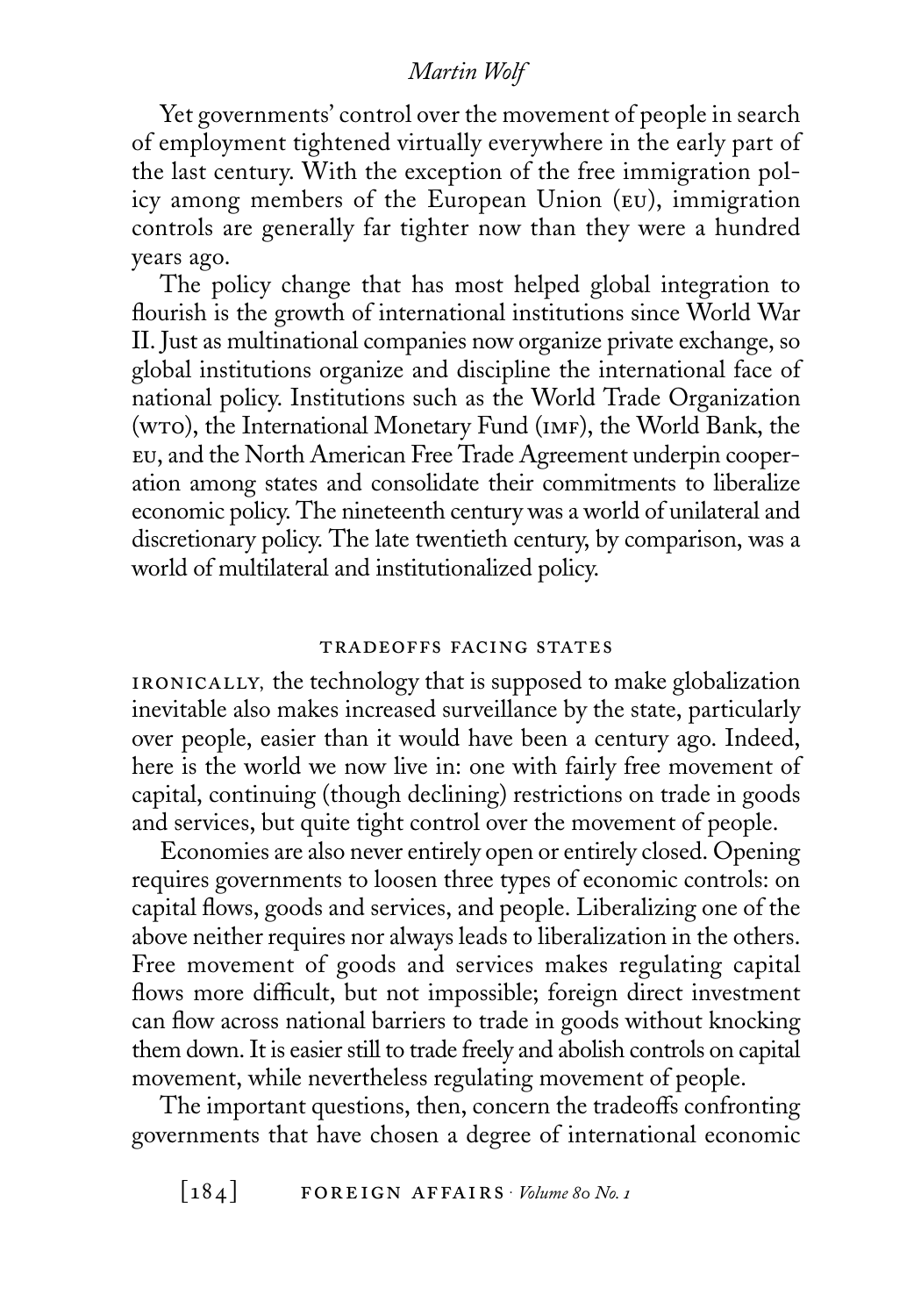Yet governments' control over the movement of people in search of employment tightened virtually everywhere in the early part of the last century. With the exception of the free immigration policy among members of the European Union (EU), immigration controls are generally far tighter now than they were a hundred years ago.

The policy change that has most helped global integration to flourish is the growth of international institutions since World War II. Just as multinational companies now organize private exchange, so global institutions organize and discipline the international face of national policy. Institutions such as the World Trade Organization (WTO), the International Monetary Fund (IMF), the World Bank, the EU, and the North American Free Trade Agreement underpin cooperation among states and consolidate their commitments to liberalize economic policy. The nineteenth century was a world of unilateral and discretionary policy. The late twentieth century, by comparison, was a world of multilateral and institutionalized policy.

## TRADEOFFS FACING STATES

IRONICALLY, the technology that is supposed to make globalization inevitable also makes increased surveillance by the state, particularly over people, easier than it would have been a century ago. Indeed, here is the world we now live in: one with fairly free movement of capital, continuing (though declining) restrictions on trade in goods and services, but quite tight control over the movement of people.

Economies are also never entirely open or entirely closed. Opening requires governments to loosen three types of economic controls: on capital flows, goods and services, and people. Liberalizing one of the above neither requires nor always leads to liberalization in the others. Free movement of goods and services makes regulating capital flows more difficult, but not impossible; foreign direct investment can flow across national barriers to trade in goods without knocking them down. It is easier still to trade freely and abolish controls on capital movement, while nevertheless regulating movement of people.

The important questions, then, concern the tradeoffs confronting governments that have chosen a degree of international economic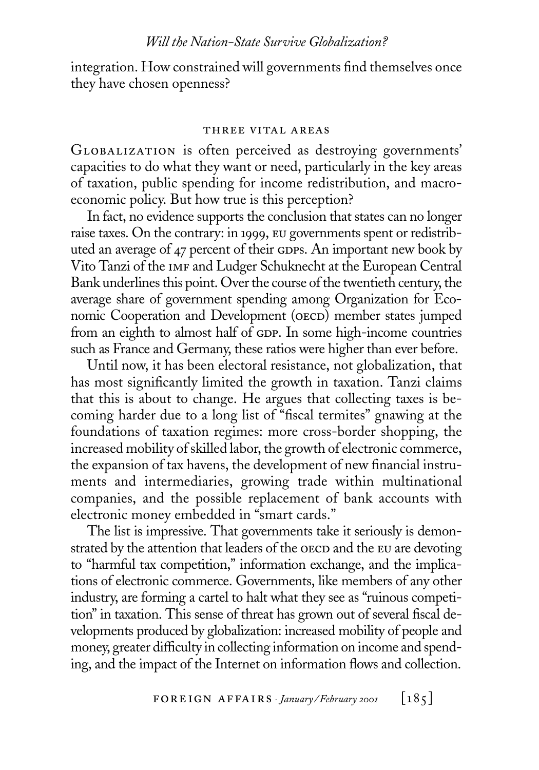integration. How constrained will governments find themselves once they have chosen openness?

## THREE VITAL AREAS

Globalization is often perceived as destroying governments' capacities to do what they want or need, particularly in the key areas of taxation, public spending for income redistribution, and macroeconomic policy. But how true is this perception?

In fact, no evidence supports the conclusion that states can no longer raise taxes. On the contrary: in 1999, EU governments spent or redistributed an average of 47 percent of their GDPs. An important new book by Vito Tanzi of the IMF and Ludger Schuknecht at the European Central Bank underlines this point. Over the course of the twentieth century, the average share of government spending among Organization for Economic Cooperation and Development (OECD) member states jumped from an eighth to almost half of GDP. In some high-income countries such as France and Germany, these ratios were higher than ever before.

Until now, it has been electoral resistance, not globalization, that has most significantly limited the growth in taxation. Tanzi claims that this is about to change. He argues that collecting taxes is becoming harder due to a long list of "fiscal termites" gnawing at the foundations of taxation regimes: more cross-border shopping, the increased mobility of skilled labor, the growth of electronic commerce, the expansion of tax havens, the development of new financial instruments and intermediaries, growing trade within multinational companies, and the possible replacement of bank accounts with electronic money embedded in "smart cards."

The list is impressive. That governments take it seriously is demonstrated by the attention that leaders of the OECD and the EU are devoting to "harmful tax competition," information exchange, and the implications of electronic commerce. Governments, like members of any other industry, are forming a cartel to halt what they see as "ruinous competition" in taxation. This sense of threat has grown out of several fiscal developments produced by globalization: increased mobility of people and money, greater difficulty in collecting information on income and spending, and the impact of the Internet on information flows and collection.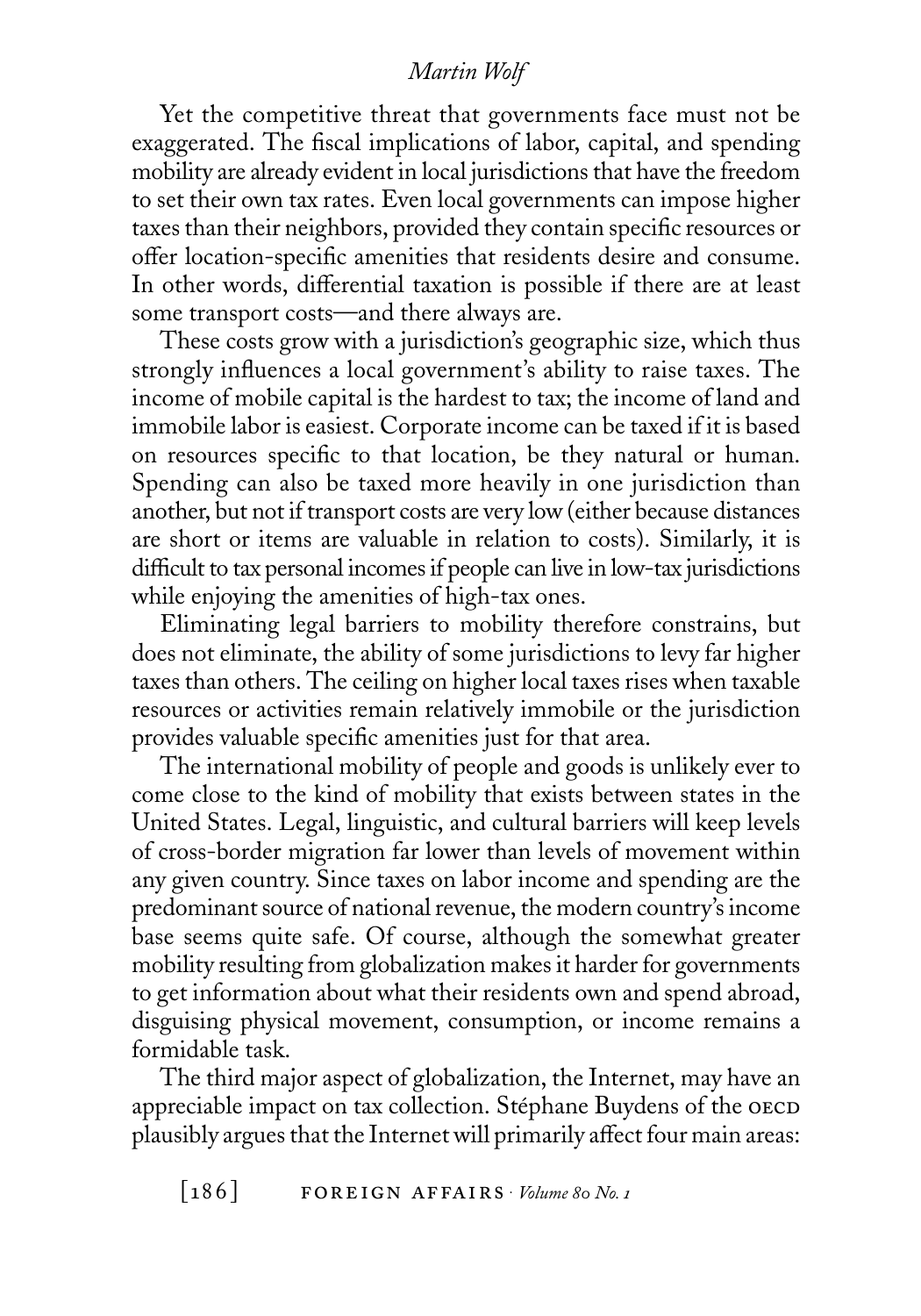Yet the competitive threat that governments face must not be exaggerated. The fiscal implications of labor, capital, and spending mobility are already evident in local jurisdictions that have the freedom to set their own tax rates. Even local governments can impose higher taxes than their neighbors, provided they contain specific resources or offer location-specific amenities that residents desire and consume. In other words, differential taxation is possible if there are at least some transport costs—and there always are.

These costs grow with a jurisdiction's geographic size, which thus strongly influences a local government's ability to raise taxes. The income of mobile capital is the hardest to tax; the income of land and immobile labor is easiest. Corporate income can be taxed if it is based on resources specific to that location, be they natural or human. Spending can also be taxed more heavily in one jurisdiction than another, but not if transport costs are very low (either because distances are short or items are valuable in relation to costs). Similarly, it is difficult to tax personal incomes if people can live in low-tax jurisdictions while enjoying the amenities of high-tax ones.

Eliminating legal barriers to mobility therefore constrains, but does not eliminate, the ability of some jurisdictions to levy far higher taxes than others. The ceiling on higher local taxes rises when taxable resources or activities remain relatively immobile or the jurisdiction provides valuable specific amenities just for that area.

The international mobility of people and goods is unlikely ever to come close to the kind of mobility that exists between states in the United States. Legal, linguistic, and cultural barriers will keep levels of cross-border migration far lower than levels of movement within any given country. Since taxes on labor income and spending are the predominant source of national revenue, the modern country's income base seems quite safe. Of course, although the somewhat greater mobility resulting from globalization makes it harder for governments to get information about what their residents own and spend abroad, disguising physical movement, consumption, or income remains a formidable task.

The third major aspect of globalization, the Internet, may have an appreciable impact on tax collection. Stéphane Buydens of the OECD plausibly argues that the Internet will primarily affect four main areas: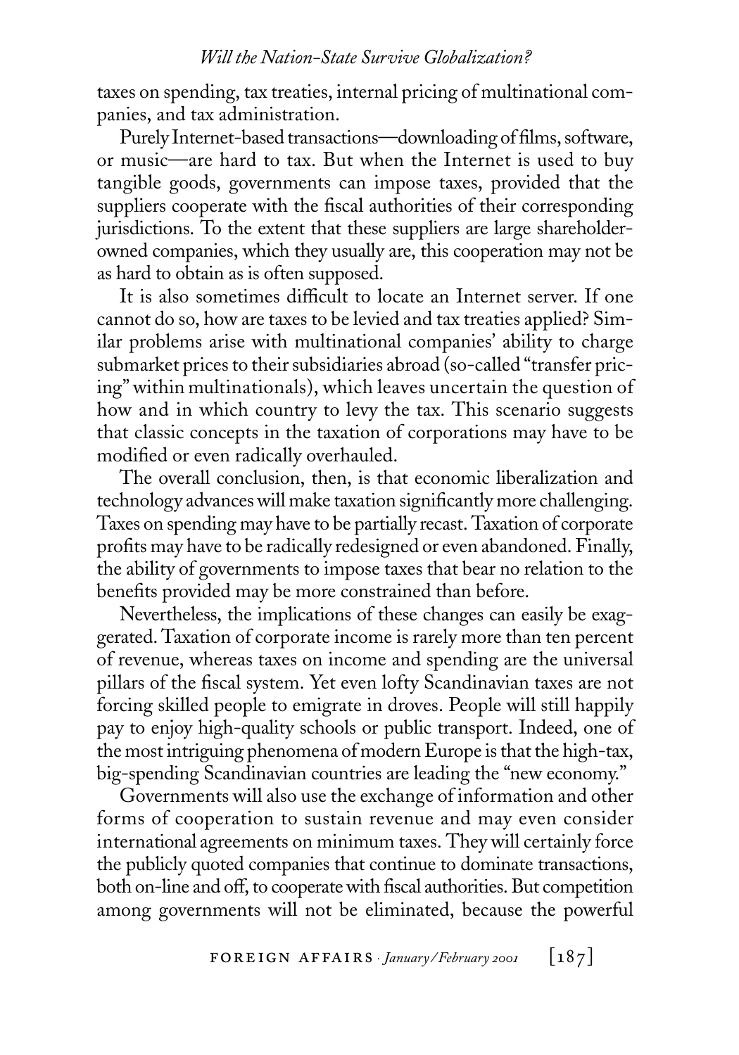taxes on spending, tax treaties, internal pricing of multinational companies, and tax administration.

Purely Internet-based transactions—downloading of films, software, or music—are hard to tax. But when the Internet is used to buy tangible goods, governments can impose taxes, provided that the suppliers cooperate with the fiscal authorities of their corresponding jurisdictions. To the extent that these suppliers are large shareholder-owned companies, which they usually are, this cooperation may not be as hard to obtain as is often supposed.

It is also sometimes difficult to locate an Internet server. If one cannot do so, how are taxes to be levied and tax treaties applied? Similar problems arise with multinational companies' ability to charge submarket prices to their subsidiaries abroad (so-called "transfer pricing" within multinationals), which leaves uncertain the question of how and in which country to levy the tax. This scenario suggests that classic concepts in the taxation of corporations may have to be modified or even radically overhauled.

The overall conclusion, then, is that economic liberalization and technology advances will make taxation significantly more challenging. Taxes on spending may have to be partially recast. Taxation of corporate profits may have to be radically redesigned or even abandoned. Finally, the ability of governments to impose taxes that bear no relation to the benefits provided may be more constrained than before.

Nevertheless, the implications of these changes can easily be exaggerated. Taxation of corporate income is rarely more than ten percent of revenue, whereas taxes on income and spending are the universal pillars of the fiscal system. Yet even lofty Scandinavian taxes are not forcing skilled people to emigrate in droves. People will still happily pay to enjoy high-quality schools or public transport. Indeed, one of the most intriguing phenomena of modern Europe is that the high-tax, big-spending Scandinavian countries are leading the "new economy."

Governments will also use the exchange of information and other forms of cooperation to sustain revenue and may even consider international agreements on minimum taxes. They will certainly force the publicly quoted companies that continue to dominate transactions, both on-line and off, to cooperate with fiscal authorities. But competition among governments will not be eliminated, because the powerful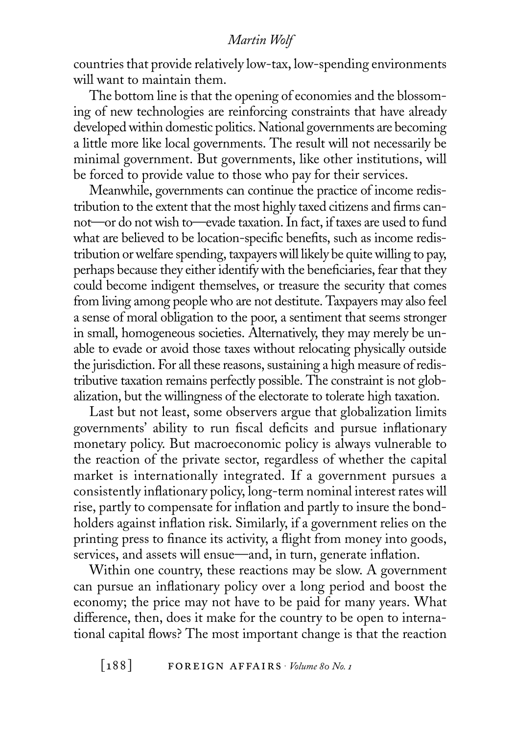countries that provide relatively low-tax, low-spending environments will want to maintain them.

The bottom line is that the opening of economies and the blossoming of new technologies are reinforcing constraints that have already developed within domestic politics. National governments are becoming a little more like local governments. The result will not necessarily be minimal government. But governments, like other institutions, will be forced to provide value to those who pay for their services.

Meanwhile, governments can continue the practice of income redistribution to the extent that the most highly taxed citizens and firms cannot—or do not wish to—evade taxation. In fact, if taxes are used to fund what are believed to be location-specific benefits, such as income redistribution or welfare spending, taxpayers will likely be quite willing to pay, perhaps because they either identify with the beneficiaries, fear that they could become indigent themselves, or treasure the security that comes from living among people who are not destitute. Taxpayers may also feel a sense of moral obligation to the poor, a sentiment that seems stronger in small, homogeneous societies. Alternatively, they may merely be unable to evade or avoid those taxes without relocating physically outside the jurisdiction. For all these reasons, sustaining a high measure of redistributive taxation remains perfectly possible. The constraint is not globalization, but the willingness of the electorate to tolerate high taxation.

Last but not least, some observers argue that globalization limits governments' ability to run fiscal deficits and pursue inflationary monetary policy. But macroeconomic policy is always vulnerable to the reaction of the private sector, regardless of whether the capital market is internationally integrated. If a government pursues a consistently inflationary policy, long-term nominal interest rates will rise, partly to compensate for inflation and partly to insure the bondholders against inflation risk. Similarly, if a government relies on the printing press to finance its activity, a flight from money into goods, services, and assets will ensue—and, in turn, generate inflation.

Within one country, these reactions may be slow. A government can pursue an inflationary policy over a long period and boost the economy; the price may not have to be paid for many years. What difference, then, does it make for the country to be open to international capital flows? The most important change is that the reaction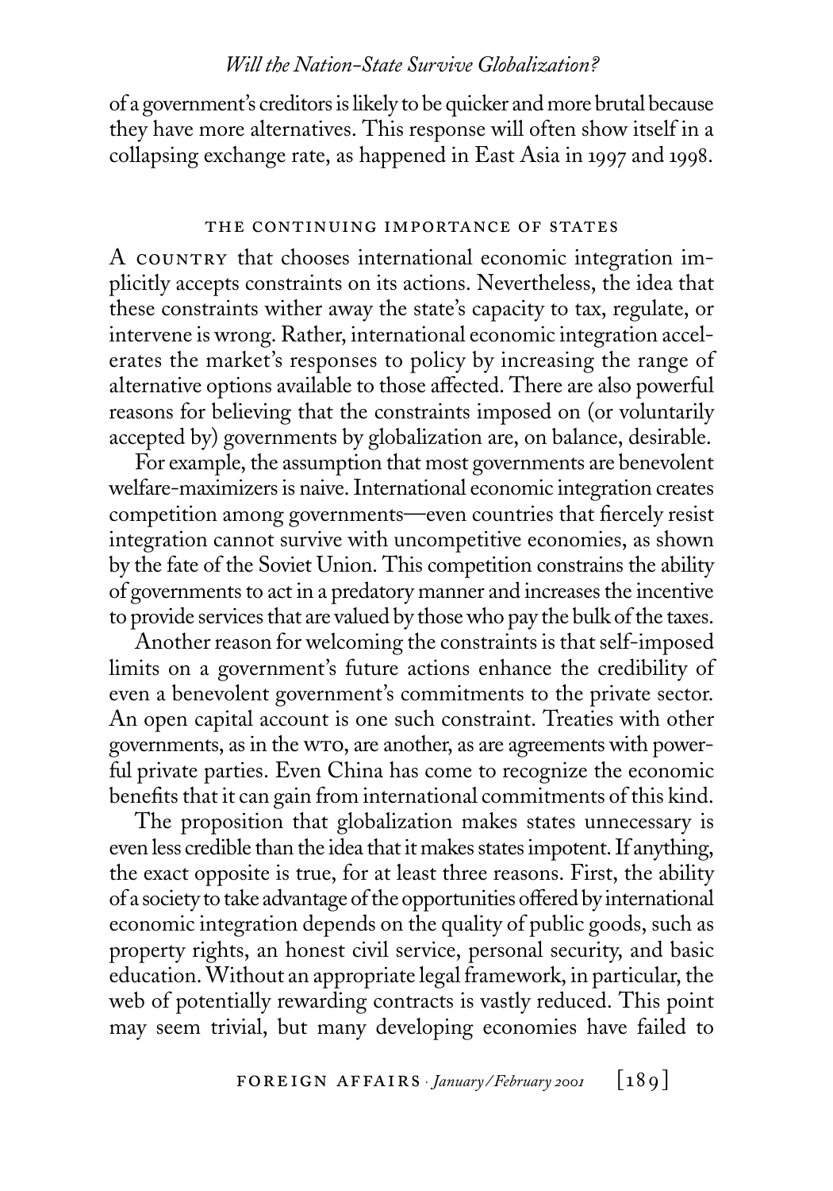of a government's creditors is likely to be quicker and more brutal because they have more alternatives. This response will often show itself in a collapsing exchange rate, as happened in East Asia in 1997 and 1998.

## THE CONTINUING IMPORTANCE OF STATES

A COUNTRY that chooses international economic integration implicitly accepts constraints on its actions. Nevertheless, the idea that these constraints wither away the state's capacity to tax, regulate, or intervene is wrong. Rather, international economic integration accelerates the market's responses to policy by increasing the range of alternative options available to those affected. There are also powerful reasons for believing that the constraints imposed on (or voluntarily accepted by) governments by globalization are, on balance, desirable.

For example, the assumption that most governments are benevolent welfare-maximizers is naive. International economic integration creates competition among governments—even countries that fiercely resist integration cannot survive with uncompetitive economies, as shown by the fate of the Soviet Union. This competition constrains the ability of governments to act in a predatory manner and increases the incentive to provide services that are valued by those who pay the bulk of the taxes.

Another reason for welcoming the constraints is that self-imposed limits on a government's future actions enhance the credibility of even a benevolent government's commitments to the private sector. An open capital account is one such constraint. Treaties with other governments, as in the WTO, are another, as are agreements with powerful private parties. Even China has come to recognize the economic benefits that it can gain from international commitments of this kind.

The proposition that globalization makes states unnecessary is even less credible than the idea that it makes states impotent. If anything, the exact opposite is true, for at least three reasons. First, the ability of a society to take advantage of the opportunities offered by international economic integration depends on the quality of public goods, such as property rights, an honest civil service, personal security, and basic education. Without an appropriate legal framework, in particular, the web of potentially rewarding contracts is vastly reduced. This point may seem trivial, but many developing economies have failed to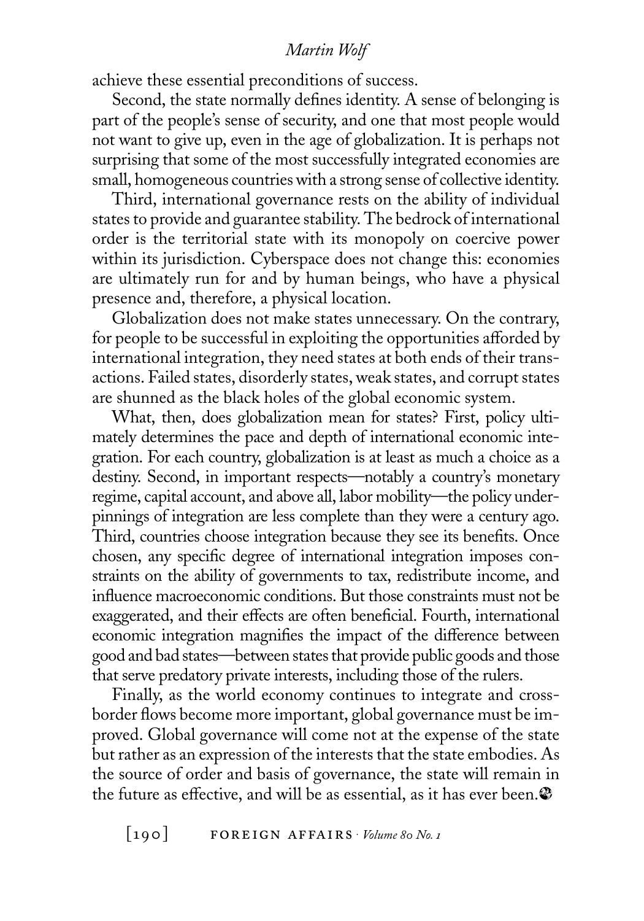achieve these essential preconditions of success.

Second, the state normally defines identity. A sense of belonging is part of the people's sense of security, and one that most people would not want to give up, even in the age of globalization. It is perhaps not surprising that some of the most successfully integrated economies are small, homogeneous countries with a strong sense of collective identity.

Third, international governance rests on the ability of individual states to provide and guarantee stability. The bedrock of international order is the territorial state with its monopoly on coercive power within its jurisdiction. Cyberspace does not change this: economies are ultimately run for and by human beings, who have a physical presence and, therefore, a physical location.

Globalization does not make states unnecessary. On the contrary, for people to be successful in exploiting the opportunities afforded by international integration, they need states at both ends of their transactions. Failed states, disorderly states, weak states, and corrupt states are shunned as the black holes of the global economic system.

What, then, does globalization mean for states? First, policy ultimately determines the pace and depth of international economic integration. For each country, globalization is at least as much a choice as a destiny. Second, in important respects—notably a country's monetary regime, capital account, and above all, labor mobility—the policy underpinnings of integration are less complete than they were a century ago. Third, countries choose integration because they see its benefits. Once chosen, any specific degree of international integration imposes constraints on the ability of governments to tax, redistribute income, and influence macroeconomic conditions. But those constraints must not be exaggerated, and their effects are often beneficial. Fourth, international economic integration magnifies the impact of the difference between good and bad states—between states that provide public goods and those that serve predatory private interests, including those of the rulers.

Finally, as the world economy continues to integrate and cross-border flows become more important, global governance must be improved. Global governance will come not at the expense of the state but rather as an expression of the interests that the state embodies. As the source of order and basis of governance, the state will remain in the future as effective, and will be as essential, as it has ever been.